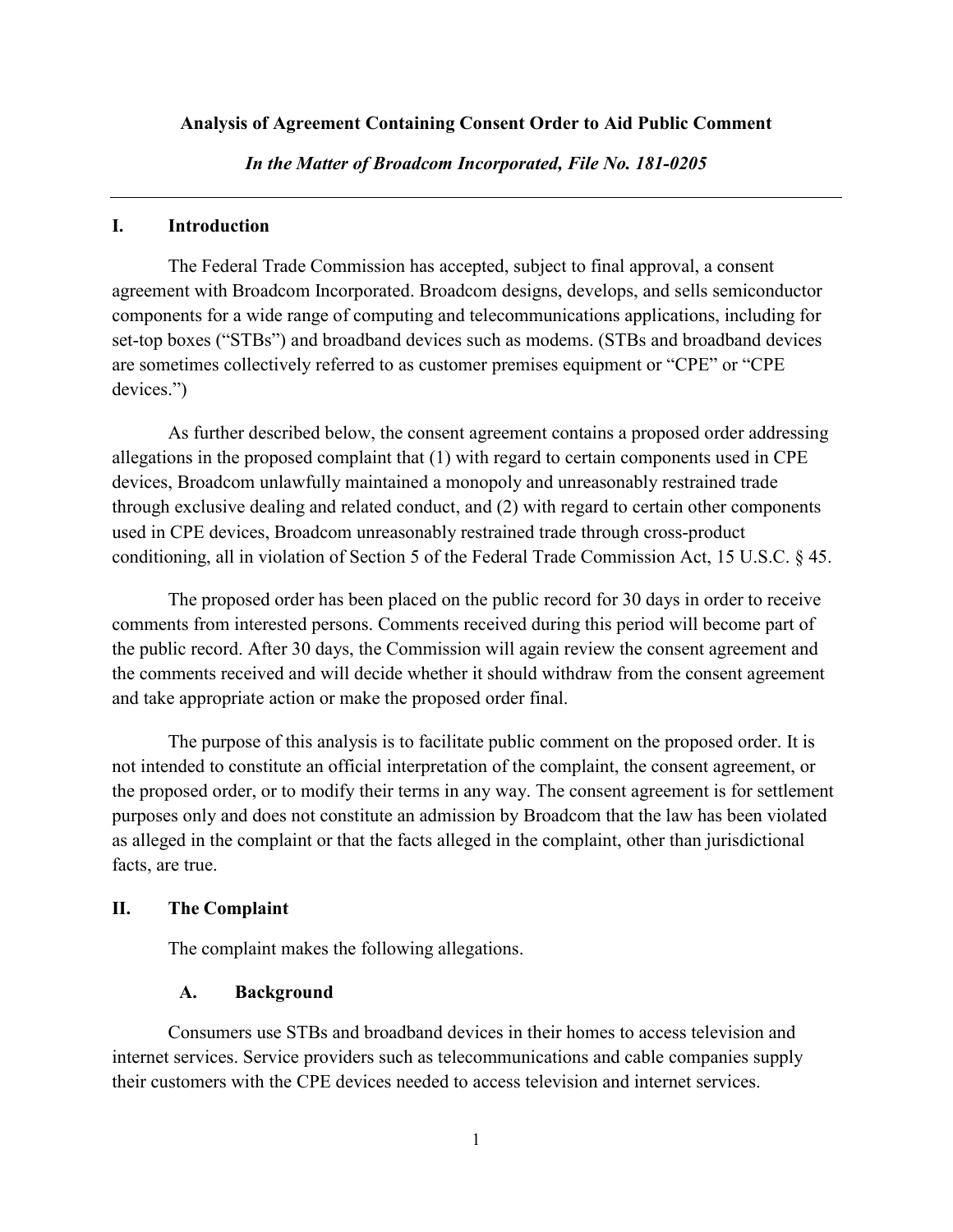**Analysis of Agreement Containing Consent Order to Aid Public Comment**

***In the Matter of Broadcom Incorporated, File No. 181-0205***

---

## I. Introduction

The Federal Trade Commission has accepted, subject to final approval, a consent agreement with Broadcom Incorporated. Broadcom designs, develops, and sells semiconductor components for a wide range of computing and telecommunications applications, including for set-top boxes ("STBs") and broadband devices such as modems. (STBs and broadband devices are sometimes collectively referred to as customer premises equipment or "CPE" or "CPE devices.")

As further described below, the consent agreement contains a proposed order addressing allegations in the proposed complaint that (1) with regard to certain components used in CPE devices, Broadcom unlawfully maintained a monopoly and unreasonably restrained trade through exclusive dealing and related conduct, and (2) with regard to certain other components used in CPE devices, Broadcom unreasonably restrained trade through cross-product conditioning, all in violation of Section 5 of the Federal Trade Commission Act, 15 U.S.C. § 45.

The proposed order has been placed on the public record for 30 days in order to receive comments from interested persons. Comments received during this period will become part of the public record. After 30 days, the Commission will again review the consent agreement and the comments received and will decide whether it should withdraw from the consent agreement and take appropriate action or make the proposed order final.

The purpose of this analysis is to facilitate public comment on the proposed order. It is not intended to constitute an official interpretation of the complaint, the consent agreement, or the proposed order, or to modify their terms in any way. The consent agreement is for settlement purposes only and does not constitute an admission by Broadcom that the law has been violated as alleged in the complaint or that the facts alleged in the complaint, other than jurisdictional facts, are true.

## II. The Complaint

The complaint makes the following allegations.

### A. Background

Consumers use STBs and broadband devices in their homes to access television and internet services. Service providers such as telecommunications and cable companies supply their customers with the CPE devices needed to access television and internet services.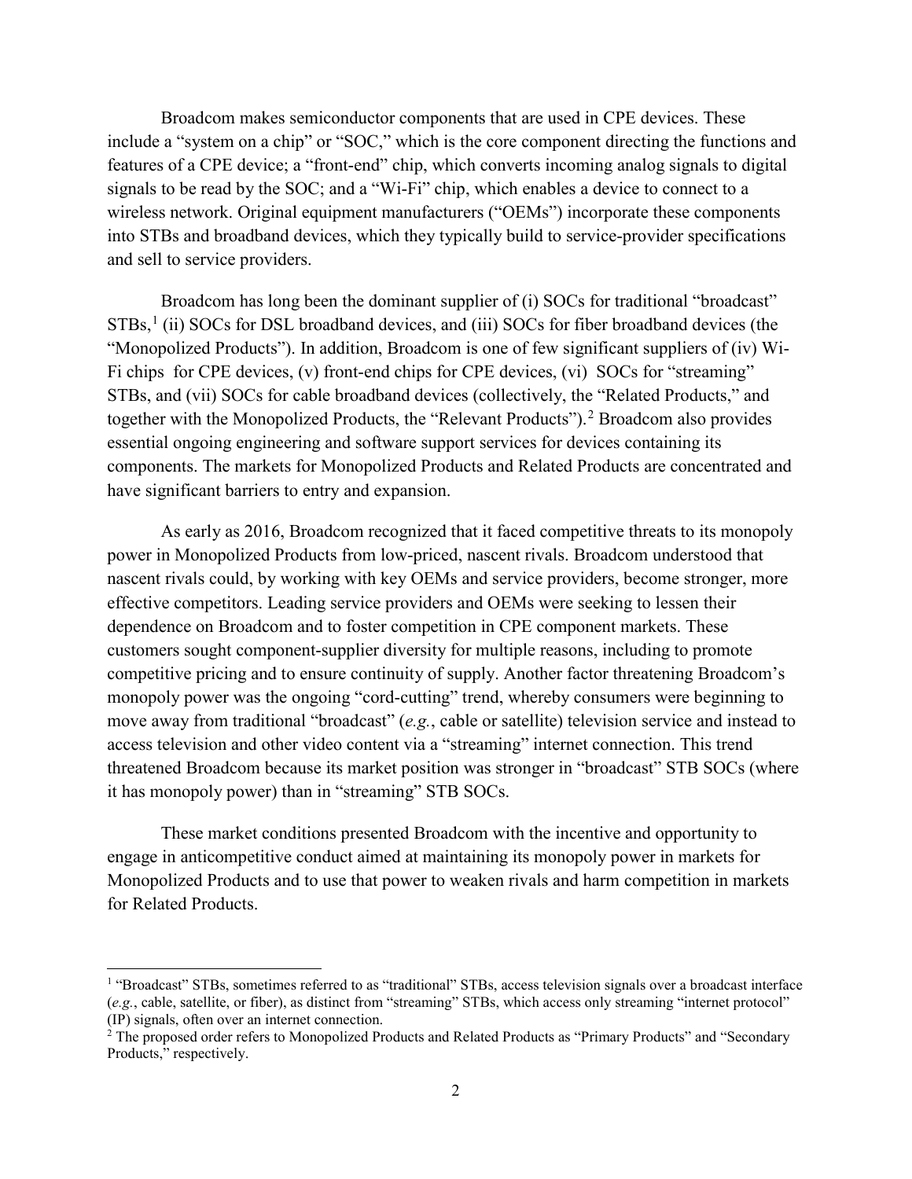Broadcom makes semiconductor components that are used in CPE devices. These include a "system on a chip" or "SOC," which is the core component directing the functions and features of a CPE device; a "front-end" chip, which converts incoming analog signals to digital signals to be read by the SOC; and a "Wi-Fi" chip, which enables a device to connect to a wireless network. Original equipment manufacturers ("OEMs") incorporate these components into STBs and broadband devices, which they typically build to service-provider specifications and sell to service providers.

Broadcom has long been the dominant supplier of (i) SOCs for traditional "broadcast" STBs,[1] (ii) SOCs for DSL broadband devices, and (iii) SOCs for fiber broadband devices (the "Monopolized Products"). In addition, Broadcom is one of few significant suppliers of (iv) Wi-Fi chips for CPE devices, (v) front-end chips for CPE devices, (vi) SOCs for "streaming" STBs, and (vii) SOCs for cable broadband devices (collectively, the "Related Products," and together with the Monopolized Products, the "Relevant Products").[2] Broadcom also provides essential ongoing engineering and software support services for devices containing its components. The markets for Monopolized Products and Related Products are concentrated and have significant barriers to entry and expansion.

As early as 2016, Broadcom recognized that it faced competitive threats to its monopoly power in Monopolized Products from low-priced, nascent rivals. Broadcom understood that nascent rivals could, by working with key OEMs and service providers, become stronger, more effective competitors. Leading service providers and OEMs were seeking to lessen their dependence on Broadcom and to foster competition in CPE component markets. These customers sought component-supplier diversity for multiple reasons, including to promote competitive pricing and to ensure continuity of supply. Another factor threatening Broadcom's monopoly power was the ongoing "cord-cutting" trend, whereby consumers were beginning to move away from traditional "broadcast" (*e.g.*, cable or satellite) television service and instead to access television and other video content via a "streaming" internet connection. This trend threatened Broadcom because its market position was stronger in "broadcast" STB SOCs (where it has monopoly power) than in "streaming" STB SOCs.

These market conditions presented Broadcom with the incentive and opportunity to engage in anticompetitive conduct aimed at maintaining its monopoly power in markets for Monopolized Products and to use that power to weaken rivals and harm competition in markets for Related Products.

---

[1] "Broadcast" STBs, sometimes referred to as "traditional" STBs, access television signals over a broadcast interface (*e.g.*, cable, satellite, or fiber), as distinct from "streaming" STBs, which access only streaming "internet protocol" (IP) signals, often over an internet connection.

[2] The proposed order refers to Monopolized Products and Related Products as "Primary Products" and "Secondary Products," respectively.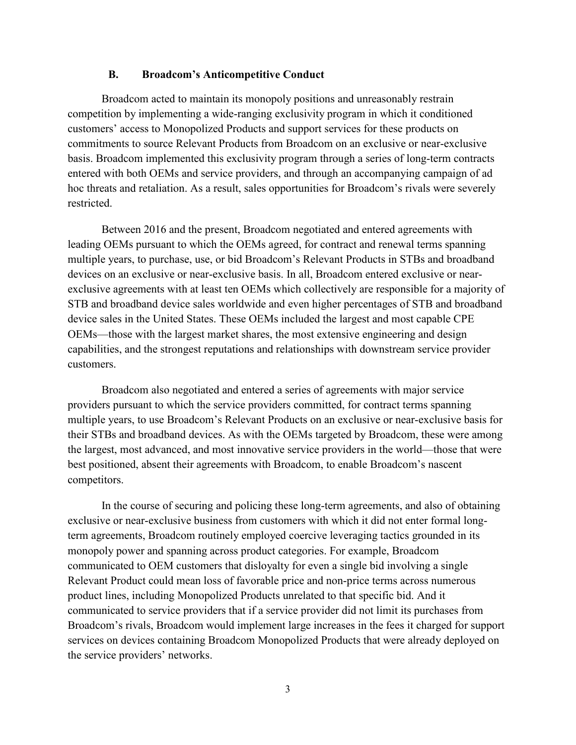### B. Broadcom's Anticompetitive Conduct

Broadcom acted to maintain its monopoly positions and unreasonably restrain competition by implementing a wide-ranging exclusivity program in which it conditioned customers' access to Monopolized Products and support services for these products on commitments to source Relevant Products from Broadcom on an exclusive or near-exclusive basis. Broadcom implemented this exclusivity program through a series of long-term contracts entered with both OEMs and service providers, and through an accompanying campaign of ad hoc threats and retaliation. As a result, sales opportunities for Broadcom's rivals were severely restricted.

Between 2016 and the present, Broadcom negotiated and entered agreements with leading OEMs pursuant to which the OEMs agreed, for contract and renewal terms spanning multiple years, to purchase, use, or bid Broadcom's Relevant Products in STBs and broadband devices on an exclusive or near-exclusive basis. In all, Broadcom entered exclusive or near-exclusive agreements with at least ten OEMs which collectively are responsible for a majority of STB and broadband device sales worldwide and even higher percentages of STB and broadband device sales in the United States. These OEMs included the largest and most capable CPE OEMs—those with the largest market shares, the most extensive engineering and design capabilities, and the strongest reputations and relationships with downstream service provider customers.

Broadcom also negotiated and entered a series of agreements with major service providers pursuant to which the service providers committed, for contract terms spanning multiple years, to use Broadcom's Relevant Products on an exclusive or near-exclusive basis for their STBs and broadband devices. As with the OEMs targeted by Broadcom, these were among the largest, most advanced, and most innovative service providers in the world—those that were best positioned, absent their agreements with Broadcom, to enable Broadcom's nascent competitors.

In the course of securing and policing these long-term agreements, and also of obtaining exclusive or near-exclusive business from customers with which it did not enter formal long-term agreements, Broadcom routinely employed coercive leveraging tactics grounded in its monopoly power and spanning across product categories. For example, Broadcom communicated to OEM customers that disloyalty for even a single bid involving a single Relevant Product could mean loss of favorable price and non-price terms across numerous product lines, including Monopolized Products unrelated to that specific bid. And it communicated to service providers that if a service provider did not limit its purchases from Broadcom's rivals, Broadcom would implement large increases in the fees it charged for support services on devices containing Broadcom Monopolized Products that were already deployed on the service providers' networks.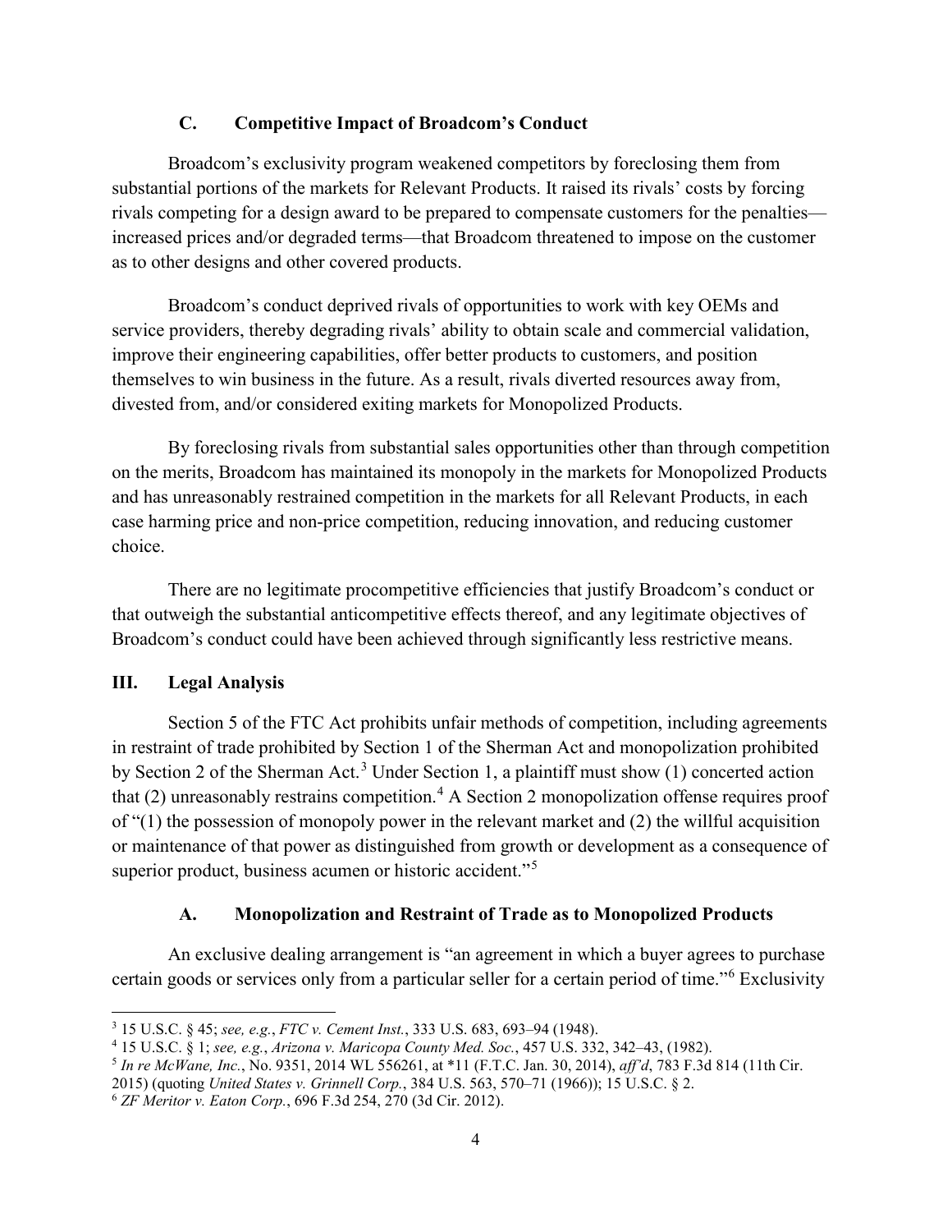### C. Competitive Impact of Broadcom's Conduct

Broadcom's exclusivity program weakened competitors by foreclosing them from substantial portions of the markets for Relevant Products. It raised its rivals' costs by forcing rivals competing for a design award to be prepared to compensate customers for the penalties—increased prices and/or degraded terms—that Broadcom threatened to impose on the customer as to other designs and other covered products.

Broadcom's conduct deprived rivals of opportunities to work with key OEMs and service providers, thereby degrading rivals' ability to obtain scale and commercial validation, improve their engineering capabilities, offer better products to customers, and position themselves to win business in the future. As a result, rivals diverted resources away from, divested from, and/or considered exiting markets for Monopolized Products.

By foreclosing rivals from substantial sales opportunities other than through competition on the merits, Broadcom has maintained its monopoly in the markets for Monopolized Products and has unreasonably restrained competition in the markets for all Relevant Products, in each case harming price and non-price competition, reducing innovation, and reducing customer choice.

There are no legitimate procompetitive efficiencies that justify Broadcom's conduct or that outweigh the substantial anticompetitive effects thereof, and any legitimate objectives of Broadcom's conduct could have been achieved through significantly less restrictive means.

## III. Legal Analysis

Section 5 of the FTC Act prohibits unfair methods of competition, including agreements in restraint of trade prohibited by Section 1 of the Sherman Act and monopolization prohibited by Section 2 of the Sherman Act.[3] Under Section 1, a plaintiff must show (1) concerted action that (2) unreasonably restrains competition.[4] A Section 2 monopolization offense requires proof of "(1) the possession of monopoly power in the relevant market and (2) the willful acquisition or maintenance of that power as distinguished from growth or development as a consequence of superior product, business acumen or historic accident."[5]

### A. Monopolization and Restraint of Trade as to Monopolized Products

An exclusive dealing arrangement is "an agreement in which a buyer agrees to purchase certain goods or services only from a particular seller for a certain period of time."[6] Exclusivity

---

[3] 15 U.S.C. § 45; *see, e.g.*, *FTC v. Cement Inst.*, 333 U.S. 683, 693–94 (1948).

[4] 15 U.S.C. § 1; *see, e.g.*, *Arizona v. Maricopa County Med. Soc.*, 457 U.S. 332, 342–43, (1982).

[5] *In re McWane, Inc.*, No. 9351, 2014 WL 556261, at *11 (F.T.C. Jan. 30, 2014), *aff'd*, 783 F.3d 814 (11th Cir. 2015) (quoting *United States v. Grinnell Corp.*, 384 U.S. 563, 570–71 (1966)); 15 U.S.C. § 2.

[6] *ZF Meritor v. Eaton Corp.*, 696 F.3d 254, 270 (3d Cir. 2012).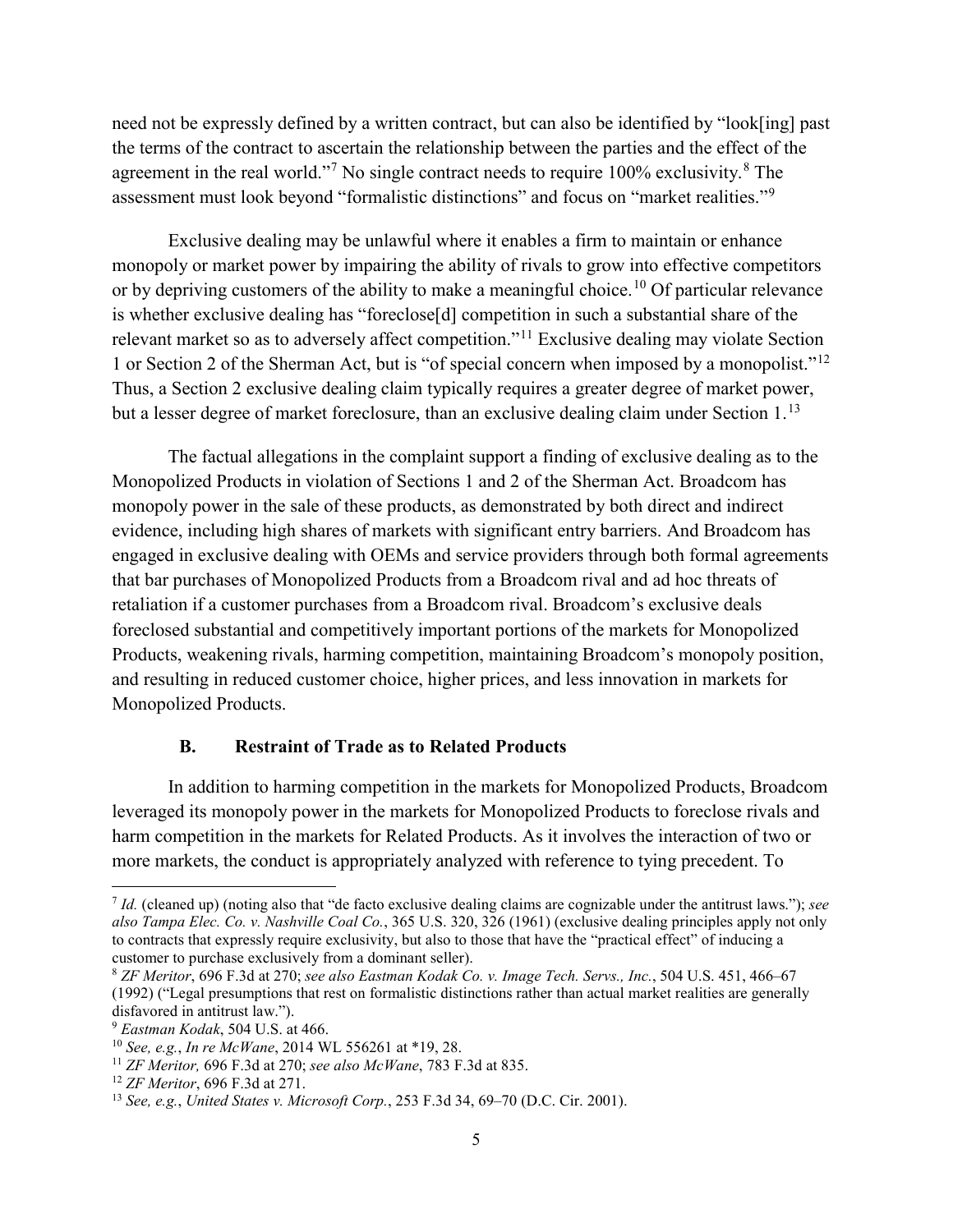need not be expressly defined by a written contract, but can also be identified by "look[ing] past the terms of the contract to ascertain the relationship between the parties and the effect of the agreement in the real world."[7] No single contract needs to require 100% exclusivity.[8] The assessment must look beyond "formalistic distinctions" and focus on "market realities."[9]

Exclusive dealing may be unlawful where it enables a firm to maintain or enhance monopoly or market power by impairing the ability of rivals to grow into effective competitors or by depriving customers of the ability to make a meaningful choice.[10] Of particular relevance is whether exclusive dealing has "foreclose[d] competition in such a substantial share of the relevant market so as to adversely affect competition."[11] Exclusive dealing may violate Section 1 or Section 2 of the Sherman Act, but is "of special concern when imposed by a monopolist."[12] Thus, a Section 2 exclusive dealing claim typically requires a greater degree of market power, but a lesser degree of market foreclosure, than an exclusive dealing claim under Section 1.[13]

The factual allegations in the complaint support a finding of exclusive dealing as to the Monopolized Products in violation of Sections 1 and 2 of the Sherman Act. Broadcom has monopoly power in the sale of these products, as demonstrated by both direct and indirect evidence, including high shares of markets with significant entry barriers. And Broadcom has engaged in exclusive dealing with OEMs and service providers through both formal agreements that bar purchases of Monopolized Products from a Broadcom rival and ad hoc threats of retaliation if a customer purchases from a Broadcom rival. Broadcom's exclusive deals foreclosed substantial and competitively important portions of the markets for Monopolized Products, weakening rivals, harming competition, maintaining Broadcom's monopoly position, and resulting in reduced customer choice, higher prices, and less innovation in markets for Monopolized Products.

### B. Restraint of Trade as to Related Products

In addition to harming competition in the markets for Monopolized Products, Broadcom leveraged its monopoly power in the markets for Monopolized Products to foreclose rivals and harm competition in the markets for Related Products. As it involves the interaction of two or more markets, the conduct is appropriately analyzed with reference to tying precedent. To

---

[7] *Id.* (cleaned up) (noting also that "de facto exclusive dealing claims are cognizable under the antitrust laws."); *see also Tampa Elec. Co. v. Nashville Coal Co.*, 365 U.S. 320, 326 (1961) (exclusive dealing principles apply not only to contracts that expressly require exclusivity, but also to those that have the "practical effect" of inducing a customer to purchase exclusively from a dominant seller).

[8] *ZF Meritor*, 696 F.3d at 270; *see also Eastman Kodak Co. v. Image Tech. Servs., Inc.*, 504 U.S. 451, 466–67 (1992) ("Legal presumptions that rest on formalistic distinctions rather than actual market realities are generally disfavored in antitrust law.").

[9] *Eastman Kodak*, 504 U.S. at 466.

[10] *See, e.g.*, *In re McWane*, 2014 WL 556261 at *19, 28.

[11] *ZF Meritor,* 696 F.3d at 270; *see also McWane*, 783 F.3d at 835.

[12] *ZF Meritor*, 696 F.3d at 271.

[13] *See, e.g.*, *United States v. Microsoft Corp.*, 253 F.3d 34, 69–70 (D.C. Cir. 2001).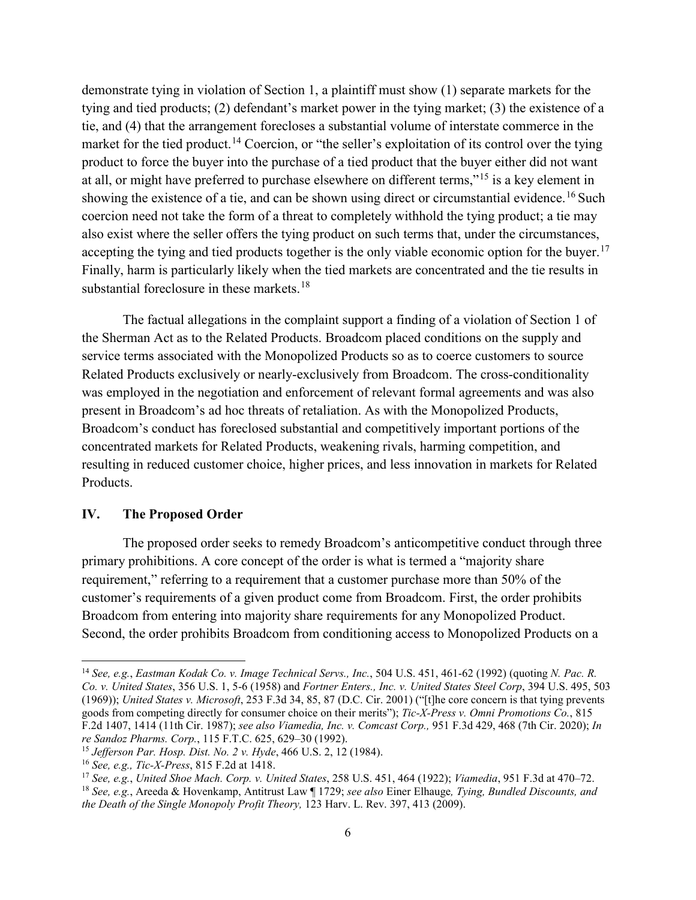demonstrate tying in violation of Section 1, a plaintiff must show (1) separate markets for the tying and tied products; (2) defendant's market power in the tying market; (3) the existence of a tie, and (4) that the arrangement forecloses a substantial volume of interstate commerce in the market for the tied product.[14] Coercion, or "the seller's exploitation of its control over the tying product to force the buyer into the purchase of a tied product that the buyer either did not want at all, or might have preferred to purchase elsewhere on different terms,"[15] is a key element in showing the existence of a tie, and can be shown using direct or circumstantial evidence.[16] Such coercion need not take the form of a threat to completely withhold the tying product; a tie may also exist where the seller offers the tying product on such terms that, under the circumstances, accepting the tying and tied products together is the only viable economic option for the buyer.[17] Finally, harm is particularly likely when the tied markets are concentrated and the tie results in substantial foreclosure in these markets.[18]

The factual allegations in the complaint support a finding of a violation of Section 1 of the Sherman Act as to the Related Products. Broadcom placed conditions on the supply and service terms associated with the Monopolized Products so as to coerce customers to source Related Products exclusively or nearly-exclusively from Broadcom. The cross-conditionality was employed in the negotiation and enforcement of relevant formal agreements and was also present in Broadcom's ad hoc threats of retaliation. As with the Monopolized Products, Broadcom's conduct has foreclosed substantial and competitively important portions of the concentrated markets for Related Products, weakening rivals, harming competition, and resulting in reduced customer choice, higher prices, and less innovation in markets for Related Products.

## IV. The Proposed Order

The proposed order seeks to remedy Broadcom's anticompetitive conduct through three primary prohibitions. A core concept of the order is what is termed a "majority share requirement," referring to a requirement that a customer purchase more than 50% of the customer's requirements of a given product come from Broadcom. First, the order prohibits Broadcom from entering into majority share requirements for any Monopolized Product. Second, the order prohibits Broadcom from conditioning access to Monopolized Products on a

---

[14] *See, e.g.*, *Eastman Kodak Co. v. Image Technical Servs., Inc.*, 504 U.S. 451, 461-62 (1992) (quoting *N. Pac. R. Co. v. United States*, 356 U.S. 1, 5-6 (1958) and *Fortner Enters., Inc. v. United States Steel Corp*, 394 U.S. 495, 503 (1969)); *United States v. Microsoft*, 253 F.3d 34, 85, 87 (D.C. Cir. 2001) ("[t]he core concern is that tying prevents goods from competing directly for consumer choice on their merits"); *Tic-X-Press v. Omni Promotions Co.*, 815 F.2d 1407, 1414 (11th Cir. 1987); *see also Viamedia, Inc. v. Comcast Corp.,* 951 F.3d 429, 468 (7th Cir. 2020); *In re Sandoz Pharms. Corp.*, 115 F.T.C. 625, 629–30 (1992).

[15] *Jefferson Par. Hosp. Dist. No. 2 v. Hyde*, 466 U.S. 2, 12 (1984).

[16] *See, e.g., Tic-X-Press*, 815 F.2d at 1418.

[17] *See, e.g.*, *United Shoe Mach. Corp. v. United States*, 258 U.S. 451, 464 (1922); *Viamedia*, 951 F.3d at 470–72.

[18] *See, e.g.*, Areeda & Hovenkamp, Antitrust Law ¶ 1729; *see also* Einer Elhauge*, Tying, Bundled Discounts, and the Death of the Single Monopoly Profit Theory,* 123 Harv. L. Rev. 397, 413 (2009).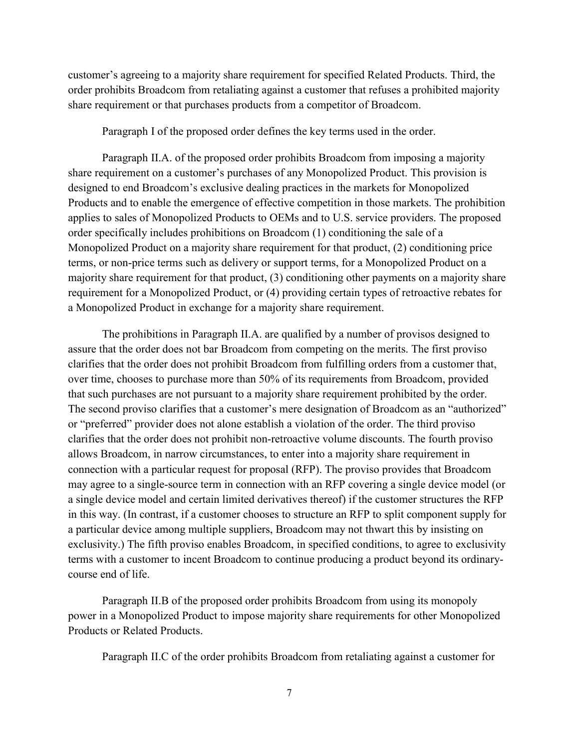customer's agreeing to a majority share requirement for specified Related Products. Third, the order prohibits Broadcom from retaliating against a customer that refuses a prohibited majority share requirement or that purchases products from a competitor of Broadcom.

Paragraph I of the proposed order defines the key terms used in the order.

Paragraph II.A. of the proposed order prohibits Broadcom from imposing a majority share requirement on a customer's purchases of any Monopolized Product. This provision is designed to end Broadcom's exclusive dealing practices in the markets for Monopolized Products and to enable the emergence of effective competition in those markets. The prohibition applies to sales of Monopolized Products to OEMs and to U.S. service providers. The proposed order specifically includes prohibitions on Broadcom (1) conditioning the sale of a Monopolized Product on a majority share requirement for that product, (2) conditioning price terms, or non-price terms such as delivery or support terms, for a Monopolized Product on a majority share requirement for that product, (3) conditioning other payments on a majority share requirement for a Monopolized Product, or (4) providing certain types of retroactive rebates for a Monopolized Product in exchange for a majority share requirement.

The prohibitions in Paragraph II.A. are qualified by a number of provisos designed to assure that the order does not bar Broadcom from competing on the merits. The first proviso clarifies that the order does not prohibit Broadcom from fulfilling orders from a customer that, over time, chooses to purchase more than 50% of its requirements from Broadcom, provided that such purchases are not pursuant to a majority share requirement prohibited by the order. The second proviso clarifies that a customer's mere designation of Broadcom as an "authorized" or "preferred" provider does not alone establish a violation of the order. The third proviso clarifies that the order does not prohibit non-retroactive volume discounts. The fourth proviso allows Broadcom, in narrow circumstances, to enter into a majority share requirement in connection with a particular request for proposal (RFP). The proviso provides that Broadcom may agree to a single-source term in connection with an RFP covering a single device model (or a single device model and certain limited derivatives thereof) if the customer structures the RFP in this way. (In contrast, if a customer chooses to structure an RFP to split component supply for a particular device among multiple suppliers, Broadcom may not thwart this by insisting on exclusivity.) The fifth proviso enables Broadcom, in specified conditions, to agree to exclusivity terms with a customer to incent Broadcom to continue producing a product beyond its ordinary-course end of life.

Paragraph II.B of the proposed order prohibits Broadcom from using its monopoly power in a Monopolized Product to impose majority share requirements for other Monopolized Products or Related Products.

Paragraph II.C of the order prohibits Broadcom from retaliating against a customer for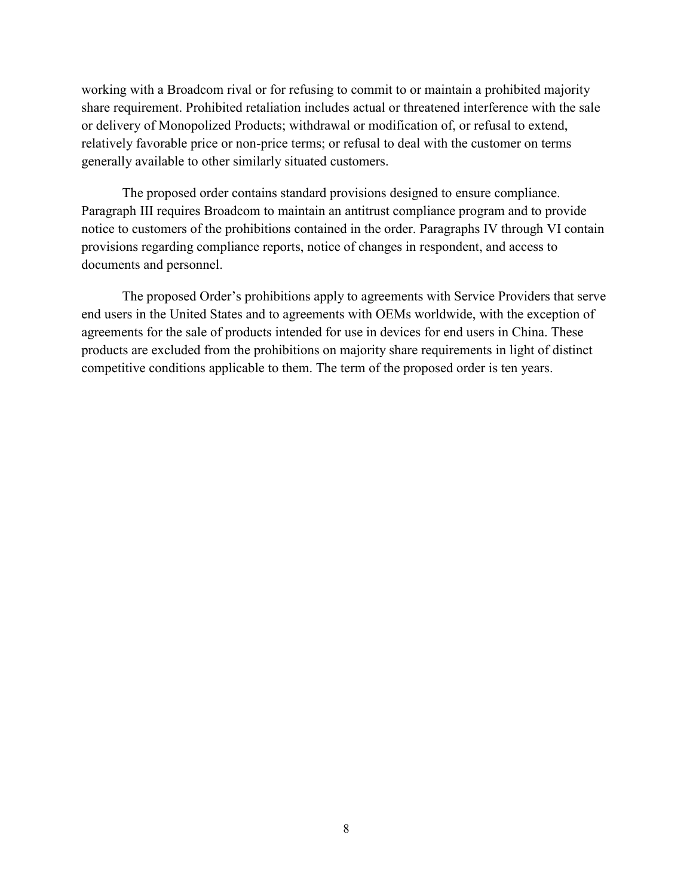working with a Broadcom rival or for refusing to commit to or maintain a prohibited majority share requirement. Prohibited retaliation includes actual or threatened interference with the sale or delivery of Monopolized Products; withdrawal or modification of, or refusal to extend, relatively favorable price or non-price terms; or refusal to deal with the customer on terms generally available to other similarly situated customers.

The proposed order contains standard provisions designed to ensure compliance. Paragraph III requires Broadcom to maintain an antitrust compliance program and to provide notice to customers of the prohibitions contained in the order. Paragraphs IV through VI contain provisions regarding compliance reports, notice of changes in respondent, and access to documents and personnel.

The proposed Order's prohibitions apply to agreements with Service Providers that serve end users in the United States and to agreements with OEMs worldwide, with the exception of agreements for the sale of products intended for use in devices for end users in China. These products are excluded from the prohibitions on majority share requirements in light of distinct competitive conditions applicable to them. The term of the proposed order is ten years.